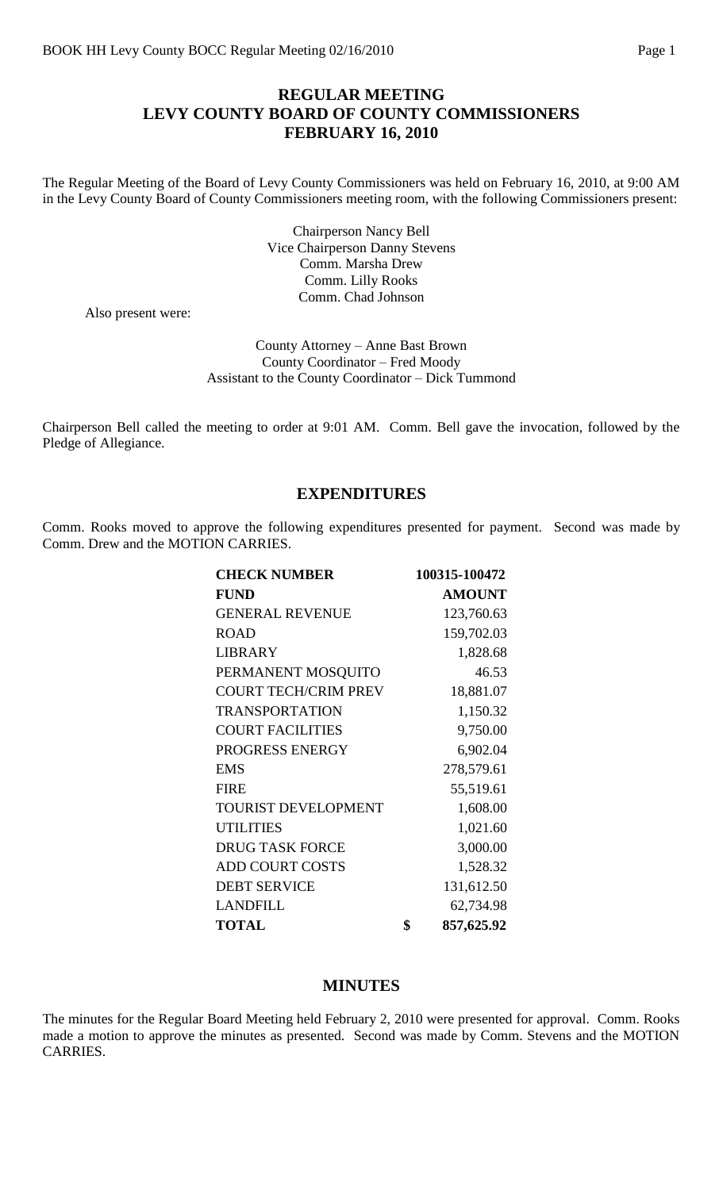# REGULAR MEETING
# LEVY COUNTY BOARD OF COUNTY COMMISSIONERS
# FEBRUARY 16, 2010

The Regular Meeting of the Board of Levy County Commissioners was held on February 16, 2010, at 9:00 AM in the Levy County Board of County Commissioners meeting room, with the following Commissioners present:

Chairperson Nancy Bell
Vice Chairperson Danny Stevens
Comm. Marsha Drew
Comm. Lilly Rooks
Comm. Chad Johnson

Also present were:

County Attorney – Anne Bast Brown
County Coordinator – Fred Moody
Assistant to the County Coordinator – Dick Tummond

Chairperson Bell called the meeting to order at 9:01 AM. Comm. Bell gave the invocation, followed by the Pledge of Allegiance.

## EXPENDITURES

Comm. Rooks moved to approve the following expenditures presented for payment. Second was made by Comm. Drew and the MOTION CARRIES.

| **CHECK NUMBER** | **100315-100472** |
|---|---|
| **FUND** | **AMOUNT** |
| GENERAL REVENUE | 123,760.63 |
| ROAD | 159,702.03 |
| LIBRARY | 1,828.68 |
| PERMANENT MOSQUITO | 46.53 |
| COURT TECH/CRIM PREV | 18,881.07 |
| TRANSPORTATION | 1,150.32 |
| COURT FACILITIES | 9,750.00 |
| PROGRESS ENERGY | 6,902.04 |
| EMS | 278,579.61 |
| FIRE | 55,519.61 |
| TOURIST DEVELOPMENT | 1,608.00 |
| UTILITIES | 1,021.60 |
| DRUG TASK FORCE | 3,000.00 |
| ADD COURT COSTS | 1,528.32 |
| DEBT SERVICE | 131,612.50 |
| LANDFILL | 62,734.98 |
| **TOTAL** | **$ 857,625.92** |

## MINUTES

The minutes for the Regular Board Meeting held February 2, 2010 were presented for approval. Comm. Rooks made a motion to approve the minutes as presented. Second was made by Comm. Stevens and the MOTION CARRIES.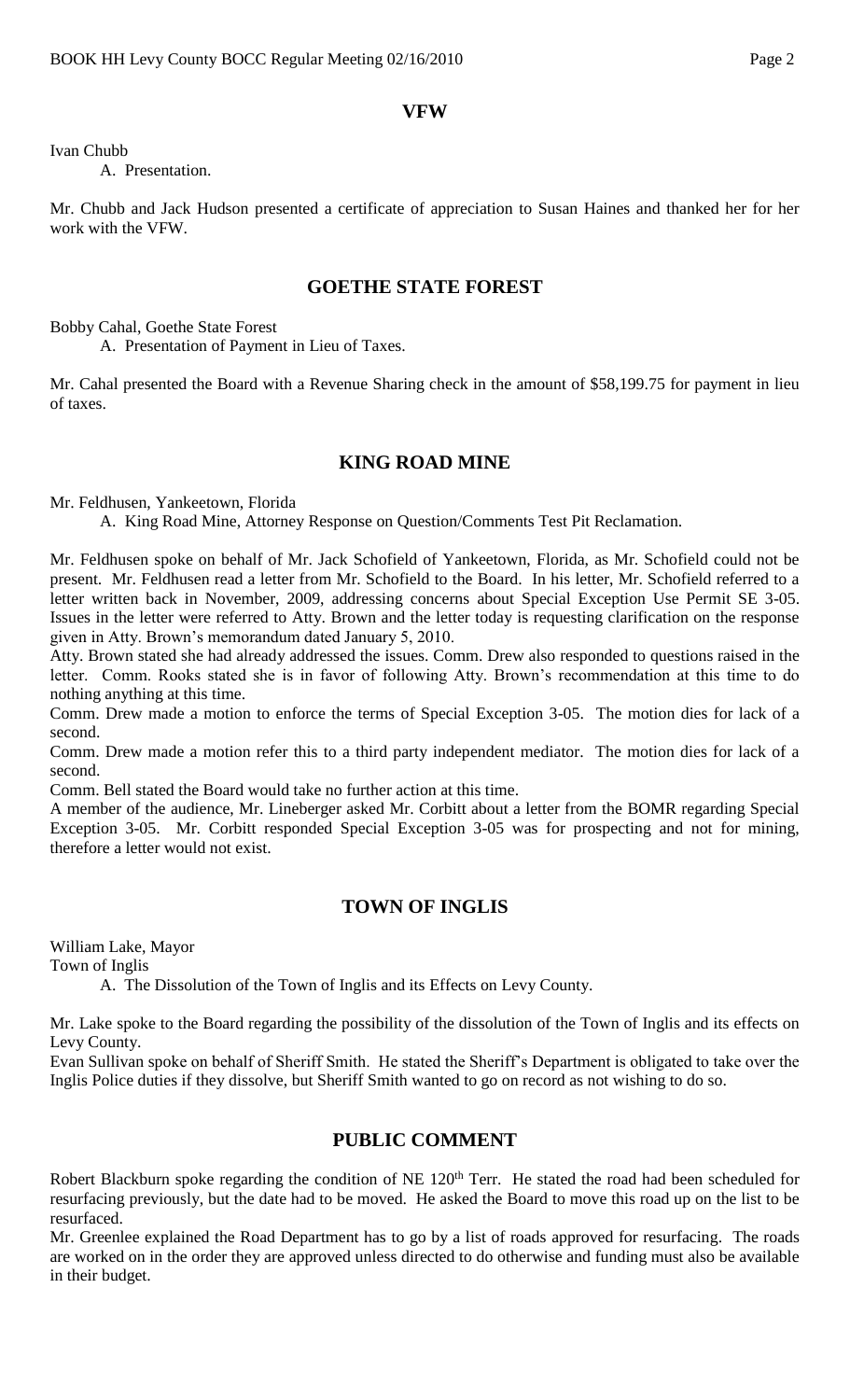## VFW

Ivan Chubb

A. Presentation.

Mr. Chubb and Jack Hudson presented a certificate of appreciation to Susan Haines and thanked her for her work with the VFW.

## GOETHE STATE FOREST

Bobby Cahal, Goethe State Forest

A. Presentation of Payment in Lieu of Taxes.

Mr. Cahal presented the Board with a Revenue Sharing check in the amount of $58,199.75 for payment in lieu of taxes.

## KING ROAD MINE

Mr. Feldhusen, Yankeetown, Florida

A. King Road Mine, Attorney Response on Question/Comments Test Pit Reclamation.

Mr. Feldhusen spoke on behalf of Mr. Jack Schofield of Yankeetown, Florida, as Mr. Schofield could not be present. Mr. Feldhusen read a letter from Mr. Schofield to the Board. In his letter, Mr. Schofield referred to a letter written back in November, 2009, addressing concerns about Special Exception Use Permit SE 3-05. Issues in the letter were referred to Atty. Brown and the letter today is requesting clarification on the response given in Atty. Brown's memorandum dated January 5, 2010.

Atty. Brown stated she had already addressed the issues. Comm. Drew also responded to questions raised in the letter. Comm. Rooks stated she is in favor of following Atty. Brown's recommendation at this time to do nothing anything at this time.

Comm. Drew made a motion to enforce the terms of Special Exception 3-05. The motion dies for lack of a second.

Comm. Drew made a motion refer this to a third party independent mediator. The motion dies for lack of a second.

Comm. Bell stated the Board would take no further action at this time.

A member of the audience, Mr. Lineberger asked Mr. Corbitt about a letter from the BOMR regarding Special Exception 3-05. Mr. Corbitt responded Special Exception 3-05 was for prospecting and not for mining, therefore a letter would not exist.

## TOWN OF INGLIS

William Lake, Mayor
Town of Inglis

A. The Dissolution of the Town of Inglis and its Effects on Levy County.

Mr. Lake spoke to the Board regarding the possibility of the dissolution of the Town of Inglis and its effects on Levy County.

Evan Sullivan spoke on behalf of Sheriff Smith. He stated the Sheriff's Department is obligated to take over the Inglis Police duties if they dissolve, but Sheriff Smith wanted to go on record as not wishing to do so.

## PUBLIC COMMENT

Robert Blackburn spoke regarding the condition of NE 120th Terr. He stated the road had been scheduled for resurfacing previously, but the date had to be moved. He asked the Board to move this road up on the list to be resurfaced.

Mr. Greenlee explained the Road Department has to go by a list of roads approved for resurfacing. The roads are worked on in the order they are approved unless directed to do otherwise and funding must also be available in their budget.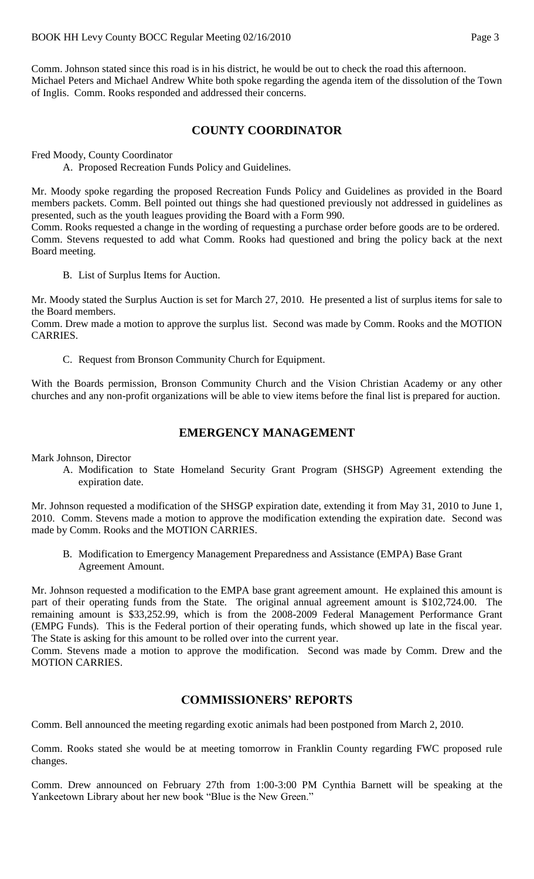Comm. Johnson stated since this road is in his district, he would be out to check the road this afternoon. Michael Peters and Michael Andrew White both spoke regarding the agenda item of the dissolution of the Town of Inglis. Comm. Rooks responded and addressed their concerns.

## COUNTY COORDINATOR

Fred Moody, County Coordinator

A. Proposed Recreation Funds Policy and Guidelines.

Mr. Moody spoke regarding the proposed Recreation Funds Policy and Guidelines as provided in the Board members packets. Comm. Bell pointed out things she had questioned previously not addressed in guidelines as presented, such as the youth leagues providing the Board with a Form 990.

Comm. Rooks requested a change in the wording of requesting a purchase order before goods are to be ordered. Comm. Stevens requested to add what Comm. Rooks had questioned and bring the policy back at the next Board meeting.

B. List of Surplus Items for Auction.

Mr. Moody stated the Surplus Auction is set for March 27, 2010. He presented a list of surplus items for sale to the Board members.

Comm. Drew made a motion to approve the surplus list. Second was made by Comm. Rooks and the MOTION CARRIES.

C. Request from Bronson Community Church for Equipment.

With the Boards permission, Bronson Community Church and the Vision Christian Academy or any other churches and any non-profit organizations will be able to view items before the final list is prepared for auction.

## EMERGENCY MANAGEMENT

Mark Johnson, Director

A. Modification to State Homeland Security Grant Program (SHSGP) Agreement extending the expiration date.

Mr. Johnson requested a modification of the SHSGP expiration date, extending it from May 31, 2010 to June 1, 2010. Comm. Stevens made a motion to approve the modification extending the expiration date. Second was made by Comm. Rooks and the MOTION CARRIES.

B. Modification to Emergency Management Preparedness and Assistance (EMPA) Base Grant Agreement Amount.

Mr. Johnson requested a modification to the EMPA base grant agreement amount. He explained this amount is part of their operating funds from the State. The original annual agreement amount is $102,724.00. The remaining amount is $33,252.99, which is from the 2008-2009 Federal Management Performance Grant (EMPG Funds). This is the Federal portion of their operating funds, which showed up late in the fiscal year. The State is asking for this amount to be rolled over into the current year.

Comm. Stevens made a motion to approve the modification. Second was made by Comm. Drew and the MOTION CARRIES.

## COMMISSIONERS' REPORTS

Comm. Bell announced the meeting regarding exotic animals had been postponed from March 2, 2010.

Comm. Rooks stated she would be at meeting tomorrow in Franklin County regarding FWC proposed rule changes.

Comm. Drew announced on February 27th from 1:00-3:00 PM Cynthia Barnett will be speaking at the Yankeetown Library about her new book "Blue is the New Green."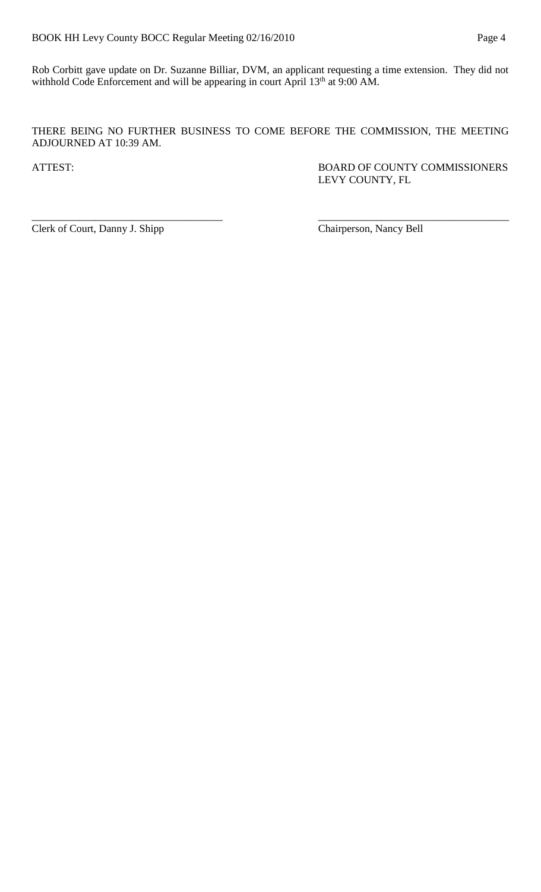Rob Corbitt gave update on Dr. Suzanne Billiar, DVM, an applicant requesting a time extension. They did not withhold Code Enforcement and will be appearing in court April 13th at 9:00 AM.

THERE BEING NO FURTHER BUSINESS TO COME BEFORE THE COMMISSION, THE MEETING ADJOURNED AT 10:39 AM.

| | |
|---|---|
| ATTEST: | BOARD OF COUNTY COMMISSIONERS LEVY COUNTY, FL |
| ___________________________________ | ___________________________________ |
| Clerk of Court, Danny J. Shipp | Chairperson, Nancy Bell |